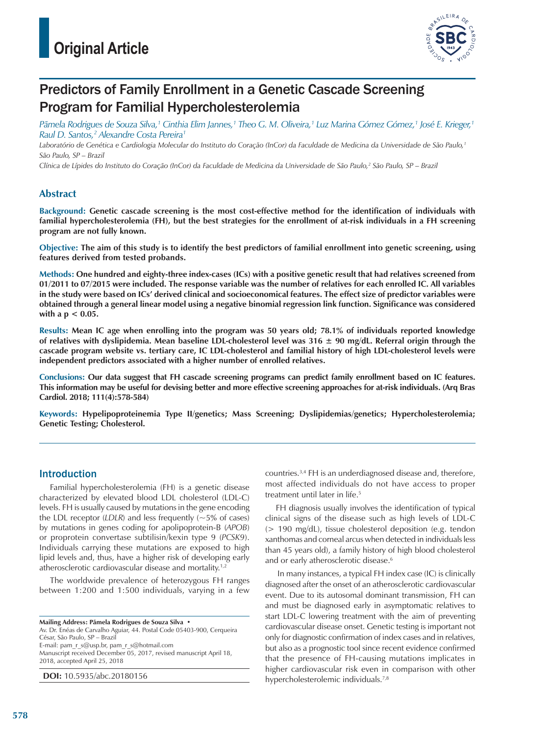Original Article

# Predictors of Family Enrollment in a Genetic Cascade Screening Program for Familial Hypercholesterolemia

*Pâmela Rodrigues de Souza Silva,[1] Cinthia Elim Jannes,[1] Theo G. M. Oliveira,[1] Luz Marina Gómez Gómez,[1] José E. Krieger,[1] Raul D. Santos,[2] Alexandre Costa Pereira[1]*

*Laboratório de Genética e Cardiologia Molecular do Instituto do Coração (InCor) da Faculdade de Medicina da Universidade de São Paulo,[1] São Paulo, SP – Brazil*

*Clínica de Lípides do Instituto do Coração (InCor) da Faculdade de Medicina da Universidade de São Paulo,[2] São Paulo, SP – Brazil*

## Abstract

**Background: Genetic cascade screening is the most cost-effective method for the identification of individuals with familial hypercholesterolemia (FH), but the best strategies for the enrollment of at-risk individuals in a FH screening program are not fully known.**

**Objective: The aim of this study is to identify the best predictors of familial enrollment into genetic screening, using features derived from tested probands.**

**Methods: One hundred and eighty-three index-cases (ICs) with a positive genetic result that had relatives screened from 01/2011 to 07/2015 were included. The response variable was the number of relatives for each enrolled IC. All variables in the study were based on ICs' derived clinical and socioeconomical features. The effect size of predictor variables were obtained through a general linear model using a negative binomial regression link function. Significance was considered with a $p < 0.05$.**

**Results: Mean IC age when enrolling into the program was 50 years old; 78.1% of individuals reported knowledge of relatives with dyslipidemia. Mean baseline LDL-cholesterol level was 316 ± 90 mg/dL. Referral origin through the cascade program website vs. tertiary care, IC LDL-cholesterol and familial history of high LDL-cholesterol levels were independent predictors associated with a higher number of enrolled relatives.**

**Conclusions: Our data suggest that FH cascade screening programs can predict family enrollment based on IC features. This information may be useful for devising better and more effective screening approaches for at-risk individuals. (Arq Bras Cardiol. 2018; 111(4):578-584)**

**Keywords: Hypelipoproteinemia Type II/genetics; Mass Screening; Dyslipidemias/genetics; Hypercholesterolemia; Genetic Testing; Cholesterol.**

## Introduction

Familial hypercholesterolemia (FH) is a genetic disease characterized by elevated blood LDL cholesterol (LDL-C) levels. FH is usually caused by mutations in the gene encoding the LDL receptor (*LDLR*) and less frequently (~5% of cases) by mutations in genes coding for apolipoprotein-B (*APOB*) or proprotein convertase subtilisin/kexin type 9 (*PCSK9*). Individuals carrying these mutations are exposed to high lipid levels and, thus, have a higher risk of developing early atherosclerotic cardiovascular disease and mortality.[1,2]

The worldwide prevalence of heterozygous FH ranges between 1:200 and 1:500 individuals, varying in a few countries.[3,4] FH is an underdiagnosed disease and, therefore, most affected individuals do not have access to proper treatment until later in life.[5]

FH diagnosis usually involves the identification of typical clinical signs of the disease such as high levels of LDL-C (> 190 mg/dL), tissue cholesterol deposition (e.g. tendon xanthomas and corneal arcus when detected in individuals less than 45 years old), a family history of high blood cholesterol and or early atherosclerotic disease.[6]

In many instances, a typical FH index case (IC) is clinically diagnosed after the onset of an atherosclerotic cardiovascular event. Due to its autosomal dominant transmission, FH can and must be diagnosed early in asymptomatic relatives to start LDL-C lowering treatment with the aim of preventing cardiovascular disease onset. Genetic testing is important not only for diagnostic confirmation of index cases and in relatives, but also as a prognostic tool since recent evidence confirmed that the presence of FH-causing mutations implicates in higher cardiovascular risk even in comparison with other hypercholesterolemic individuals.[7,8]

**Mailing Address: Pâmela Rodrigues de Souza Silva •**
Av. Dr. Enéas de Carvalho Aguiar, 44. Postal Code 05403-900, Cerqueira César, São Paulo, SP – Brazil
E-mail: pam_r_s@usp.br, pam_r_s@hotmail.com
Manuscript received December 05, 2017, revised manuscript April 18, 2018, accepted April 25, 2018

**DOI:** 10.5935/abc.20180156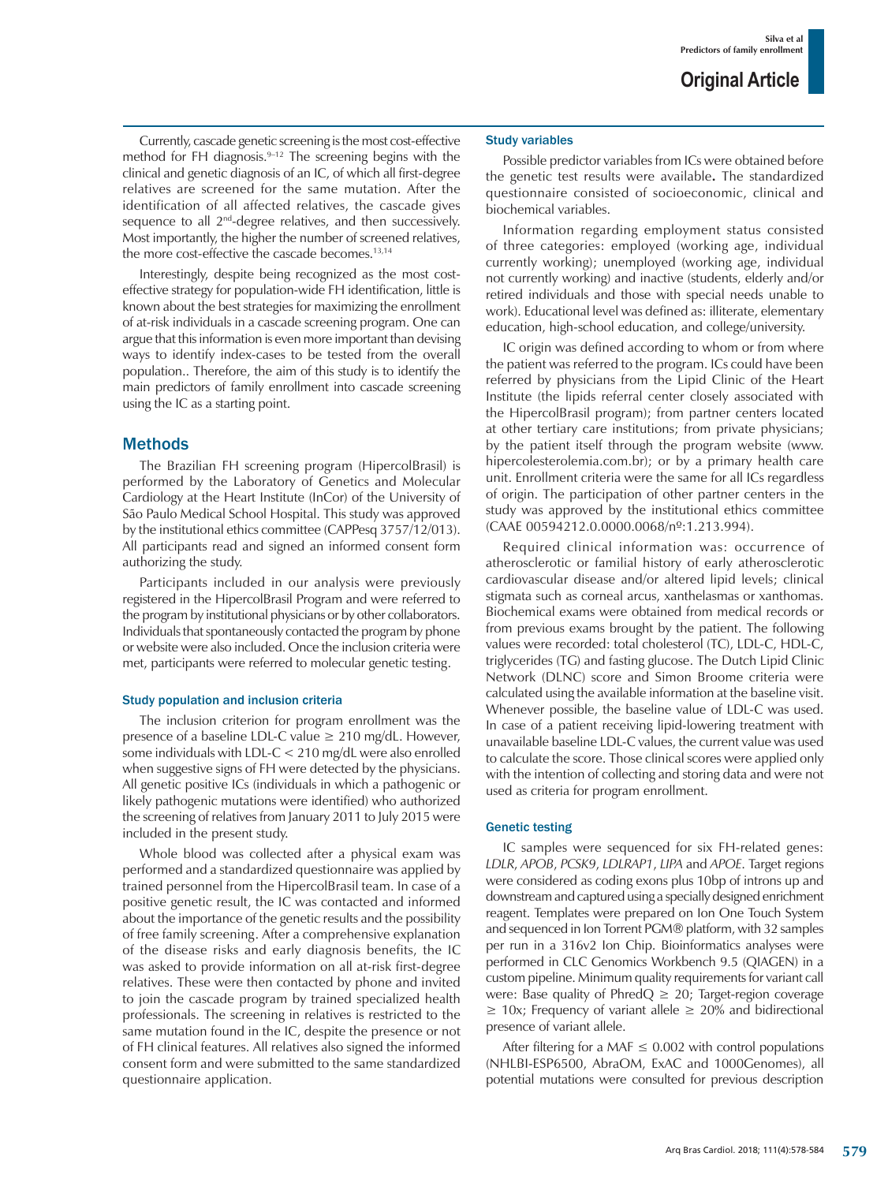Currently, cascade genetic screening is the most cost-effective method for FH diagnosis.[9–12] The screening begins with the clinical and genetic diagnosis of an IC, of which all first-degree relatives are screened for the same mutation. After the identification of all affected relatives, the cascade gives sequence to all 2[nd]-degree relatives, and then successively. Most importantly, the higher the number of screened relatives, the more cost-effective the cascade becomes.[13,14]

Interestingly, despite being recognized as the most cost-effective strategy for population-wide FH identification, little is known about the best strategies for maximizing the enrollment of at-risk individuals in a cascade screening program. One can argue that this information is even more important than devising ways to identify index-cases to be tested from the overall population.. Therefore, the aim of this study is to identify the main predictors of family enrollment into cascade screening using the IC as a starting point.

## Methods

The Brazilian FH screening program (HipercolBrasil) is performed by the Laboratory of Genetics and Molecular Cardiology at the Heart Institute (InCor) of the University of São Paulo Medical School Hospital. This study was approved by the institutional ethics committee (CAPPesq 3757/12/013). All participants read and signed an informed consent form authorizing the study.

Participants included in our analysis were previously registered in the HipercolBrasil Program and were referred to the program by institutional physicians or by other collaborators. Individuals that spontaneously contacted the program by phone or website were also included. Once the inclusion criteria were met, participants were referred to molecular genetic testing.

### Study population and inclusion criteria

The inclusion criterion for program enrollment was the presence of a baseline LDL-C value ≥ 210 mg/dL. However, some individuals with LDL-C < 210 mg/dL were also enrolled when suggestive signs of FH were detected by the physicians. All genetic positive ICs (individuals in which a pathogenic or likely pathogenic mutations were identified) who authorized the screening of relatives from January 2011 to July 2015 were included in the present study.

Whole blood was collected after a physical exam was performed and a standardized questionnaire was applied by trained personnel from the HipercolBrasil team. In case of a positive genetic result, the IC was contacted and informed about the importance of the genetic results and the possibility of free family screening. After a comprehensive explanation of the disease risks and early diagnosis benefits, the IC was asked to provide information on all at-risk first-degree relatives. These were then contacted by phone and invited to join the cascade program by trained specialized health professionals. The screening in relatives is restricted to the same mutation found in the IC, despite the presence or not of FH clinical features. All relatives also signed the informed consent form and were submitted to the same standardized questionnaire application.

### Study variables

Possible predictor variables from ICs were obtained before the genetic test results were available**.** The standardized questionnaire consisted of socioeconomic, clinical and biochemical variables.

Information regarding employment status consisted of three categories: employed (working age, individual currently working); unemployed (working age, individual not currently working) and inactive (students, elderly and/or retired individuals and those with special needs unable to work). Educational level was defined as: illiterate, elementary education, high-school education, and college/university.

IC origin was defined according to whom or from where the patient was referred to the program. ICs could have been referred by physicians from the Lipid Clinic of the Heart Institute (the lipids referral center closely associated with the HipercolBrasil program); from partner centers located at other tertiary care institutions; from private physicians; by the program itself through the program website (www.hipercolesterolemia.com.br); or by a primary health care unit. Enrollment criteria were the same for all ICs regardless of origin. The participation of other partner centers in the study was approved by the institutional ethics committee (CAAE 00594212.0.0000.0068/nº:1.213.994).

Required clinical information was: occurrence of atherosclerotic or familial history of early atherosclerotic cardiovascular disease and/or altered lipid levels; clinical stigmata such as corneal arcus, xanthelasmas or xanthomas. Biochemical exams were obtained from medical records or from previous exams brought by the patient. The following values were recorded: total cholesterol (TC), LDL-C, HDL-C, triglycerides (TG) and fasting glucose. The Dutch Lipid Clinic Network (DLNC) score and Simon Broome criteria were calculated using the available information at the baseline visit. Whenever possible, the baseline value of LDL-C was used. In case of a patient receiving lipid-lowering treatment with unavailable baseline LDL-C values, the current value was used to calculate the score. Those clinical scores were applied only with the intention of collecting and storing data and were not used as criteria for program enrollment.

### Genetic testing

IC samples were sequenced for six FH-related genes: *LDLR*, *APOB*, *PCSK9*, *LDLRAP1*, *LIPA* and *APOE*. Target regions were considered as coding exons plus 10bp of introns up and downstream and captured using a specially designed enrichment reagent. Templates were prepared on Ion One Touch System and sequenced in Ion Torrent PGM® platform, with 32 samples per run in a 316v2 Ion Chip. Bioinformatics analyses were performed in CLC Genomics Workbench 9.5 (QIAGEN) in a custom pipeline. Minimum quality requirements for variant call were: Base quality of PhredQ ≥ 20; Target-region coverage ≥ 10x; Frequency of variant allele ≥ 20% and bidirectional presence of variant allele.

After filtering for a MAF ≤ 0.002 with control populations (NHLBI-ESP6500, AbraOM, ExAC and 1000Genomes), all potential mutations were consulted for previous description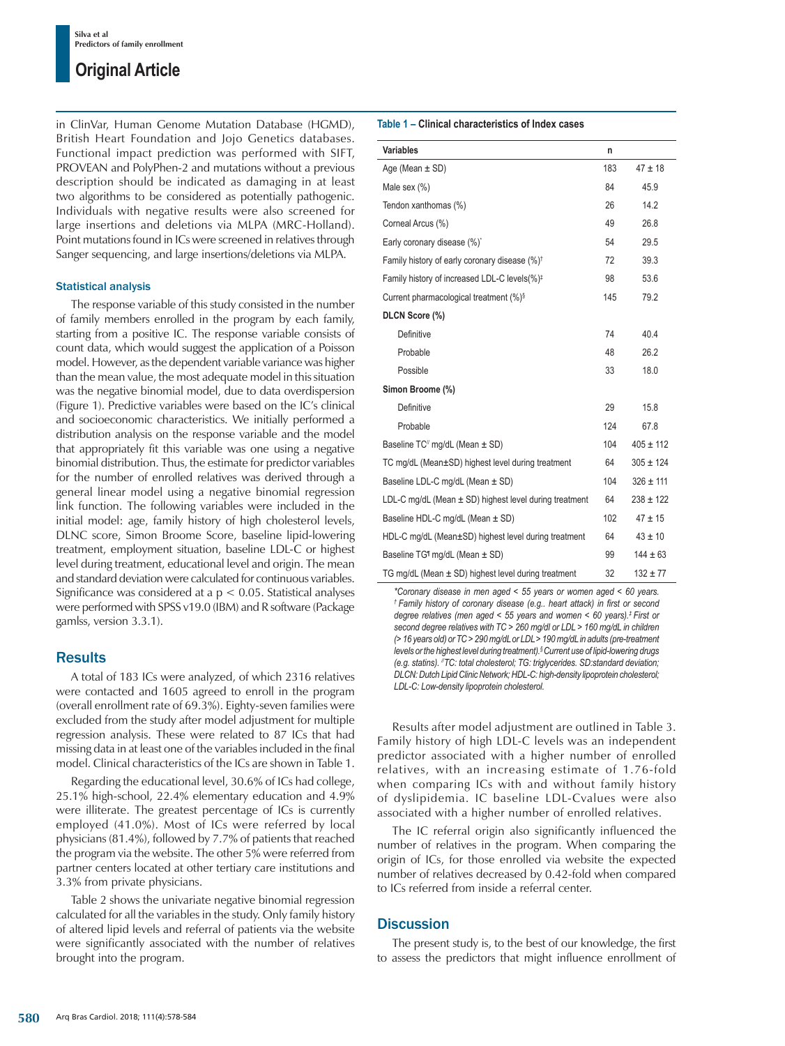in ClinVar, Human Genome Mutation Database (HGMD), British Heart Foundation and Jojo Genetics databases. Functional impact prediction was performed with SIFT, PROVEAN and PolyPhen-2 and mutations without a previous description should be indicated as damaging in at least two algorithms to be considered as potentially pathogenic. Individuals with negative results were also screened for large insertions and deletions via MLPA (MRC-Holland). Point mutations found in ICs were screened in relatives through Sanger sequencing, and large insertions/deletions via MLPA.

### Statistical analysis

The response variable of this study consisted in the number of family members enrolled in the program by each family, starting from a positive IC. The response variable consists of count data, which would suggest the application of a Poisson model. However, as the dependent variable variance was higher than the mean value, the most adequate model in this situation was the negative binomial model, due to data overdispersion (Figure 1). Predictive variables were based on the IC's clinical and socioeconomic characteristics. We initially performed a distribution analysis on the response variable and the model that appropriately fit this variable was one using a negative binomial distribution. Thus, the estimate for predictor variables for the number of enrolled relatives was derived through a general linear model using a negative binomial regression link function. The following variables were included in the initial model: age, family history of high cholesterol levels, DLNC score, Simon Broome Score, baseline lipid-lowering treatment, employment situation, baseline LDL-C or highest level during treatment, educational level and origin. The mean and standard deviation were calculated for continuous variables. Significance was considered at a $p < 0.05$. Statistical analyses were performed with SPSS v19.0 (IBM) and R software (Package gamlss, version 3.3.1).

## Results

A total of 183 ICs were analyzed, of which 2316 relatives were contacted and 1605 agreed to enroll in the program (overall enrollment rate of 69.3%). Eighty-seven families were excluded from the study after model adjustment for multiple regression analysis. These were related to 87 ICs that had missing data in at least one of the variables included in the final model. Clinical characteristics of the ICs are shown in Table 1.

Regarding the educational level, 30.6% of ICs had college, 25.1% high-school, 22.4% elementary education and 4.9% were illiterate. The greatest percentage of ICs is currently employed (41.0%). Most of ICs were referred by local physicians (81.4%), followed by 7.7% of patients that reached the program via the website. The other 5% were referred from partner centers located at other tertiary care institutions and 3.3% from private physicians.

Table 2 shows the univariate negative binomial regression calculated for all the variables in the study. Only family history of altered lipid levels and referral of patients via the website were significantly associated with the number of relatives brought into the program.

**Table 1 – Clinical characteristics of Index cases**

| Variables | n | |
|---|---|---|
| Age (Mean ± SD) | 183 | 47 ± 18 |
| Male sex (%) | 84 | 45.9 |
| Tendon xanthomas (%) | 26 | 14.2 |
| Corneal Arcus (%) | 49 | 26.8 |
| Early coronary disease (%)* | 54 | 29.5 |
| Family history of early coronary disease (%)† | 72 | 39.3 |
| Family history of increased LDL-C levels(%)‡ | 98 | 53.6 |
| Current pharmacological treatment (%)§ | 145 | 79.2 |
| **DLCN Score (%)** | | |
| Definitive | 74 | 40.4 |
| Probable | 48 | 26.2 |
| Possible | 33 | 18.0 |
| **Simon Broome (%)** | | |
| Definitive | 29 | 15.8 |
| Probable | 124 | 67.8 |
| Baseline TC// mg/dL (Mean ± SD) | 104 | 405 ± 112 |
| TC mg/dL (Mean±SD) highest level during treatment | 64 | 305 ± 124 |
| Baseline LDL-C mg/dL (Mean ± SD) | 104 | 326 ± 111 |
| LDL-C mg/dL (Mean ± SD) highest level during treatment | 64 | 238 ± 122 |
| Baseline HDL-C mg/dL (Mean ± SD) | 102 | 47 ± 15 |
| HDL-C mg/dL (Mean±SD) highest level during treatment | 64 | 43 ± 10 |
| Baseline TG¶ mg/dL (Mean ± SD) | 99 | 144 ± 63 |
| TG mg/dL (Mean ± SD) highest level during treatment | 32 | 132 ± 77 |

*\*Coronary disease in men aged < 55 years or women aged < 60 years. † Family history of coronary disease (e.g.. heart attack) in first or second degree relatives (men aged < 55 years and women < 60 years). ‡ First or second degree relatives with TC > 260 mg/dl or LDL > 160 mg/dL in children (> 16 years old) or TC > 290 mg/dL or LDL > 190 mg/dL in adults (pre-treatment levels or the highest level during treatment). § Current use of lipid-lowering drugs (e.g. statins). // TC: total cholesterol; TG: triglycerides. SD: standard deviation; DLCN: Dutch Lipid Clinic Network; HDL-C: high-density lipoprotein cholesterol; LDL-C: Low-density lipoprotein cholesterol.*

Results after model adjustment are outlined in Table 3. Family history of high LDL-C levels was an independent predictor associated with a higher number of enrolled relatives, with an increasing estimate of 1.76-fold when comparing ICs with and without family history of dyslipidemia. IC baseline LDL-Cvalues were also associated with a higher number of enrolled relatives.

The IC referral origin also significantly influenced the number of relatives in the program. When comparing the origin of ICs, for those enrolled via website the expected number of relatives decreased by 0.42-fold when compared to ICs referred from inside a referral center.

## Discussion

The present study is, to the best of our knowledge, the first to assess the predictors that might influence enrollment of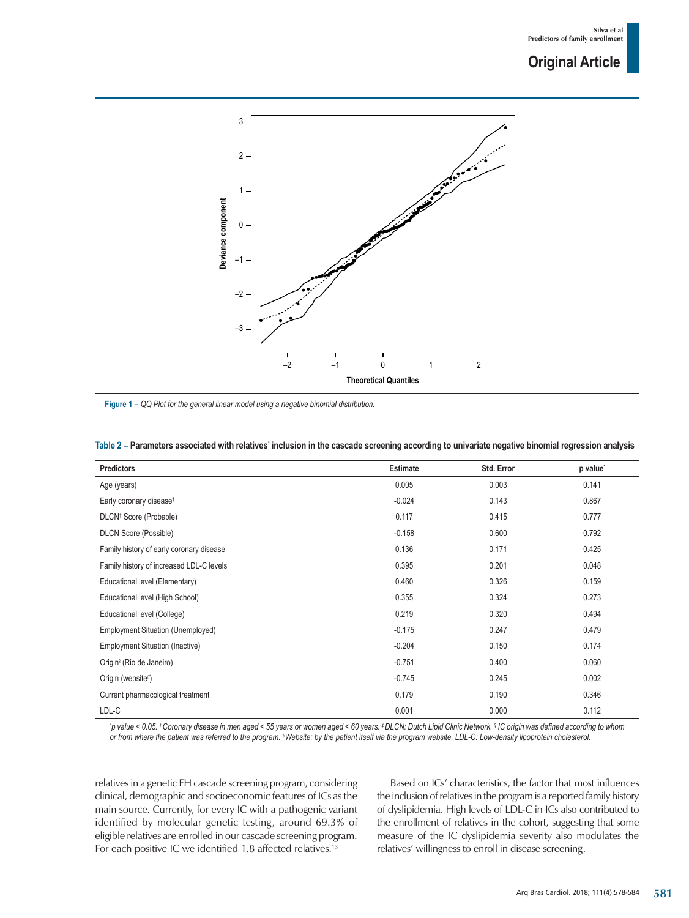Figure 1 – *QQ Plot for the general linear model using a negative binomial distribution.*

**Table 2 – Parameters associated with relatives' inclusion in the cascade screening according to univariate negative binomial regression analysis**

| Predictors | Estimate | Std. Error | p value* |
|---|---|---|---|
| Age (years) | 0.005 | 0.003 | 0.141 |
| Early coronary disease† | -0.024 | 0.143 | 0.867 |
| DLCN‡ Score (Probable) | 0.117 | 0.415 | 0.777 |
| DLCN Score (Possible) | -0.158 | 0.600 | 0.792 |
| Family history of early coronary disease | 0.136 | 0.171 | 0.425 |
| Family history of increased LDL-C levels | 0.395 | 0.201 | 0.048 |
| Educational level (Elementary) | 0.460 | 0.326 | 0.159 |
| Educational level (High School) | 0.355 | 0.324 | 0.273 |
| Educational level (College) | 0.219 | 0.320 | 0.494 |
| Employment Situation (Unemployed) | -0.175 | 0.247 | 0.479 |
| Employment Situation (Inactive) | -0.204 | 0.150 | 0.174 |
| Origin§ (Rio de Janeiro) | -0.751 | 0.400 | 0.060 |
| Origin (website//) | -0.745 | 0.245 | 0.002 |
| Current pharmacological treatment | 0.179 | 0.190 | 0.346 |
| LDL-C | 0.001 | 0.000 | 0.112 |

*\*p value < 0.05. † Coronary disease in men aged < 55 years or women aged < 60 years. ‡ DLCN: Dutch Lipid Clinic Network. § IC origin was defined according to whom or from where the patient was referred to the program. //Website: by the patient itself via the program website. LDL-C: Low-density lipoprotein cholesterol.*

relatives in a genetic FH cascade screening program, considering clinical, demographic and socioeconomic features of ICs as the main source. Currently, for every IC with a pathogenic variant identified by molecular genetic testing, around 69.3% of eligible relatives are enrolled in our cascade screening program. For each positive IC we identified 1.8 affected relatives.[13]

Based on ICs' characteristics, the factor that most influences the inclusion of relatives in the program is a reported family history of dyslipidemia. High levels of LDL-C in ICs also contributed to the enrollment of relatives in the cohort, suggesting that some measure of the IC dyslipidemia severity also modulates the relatives' willingness to enroll in disease screening.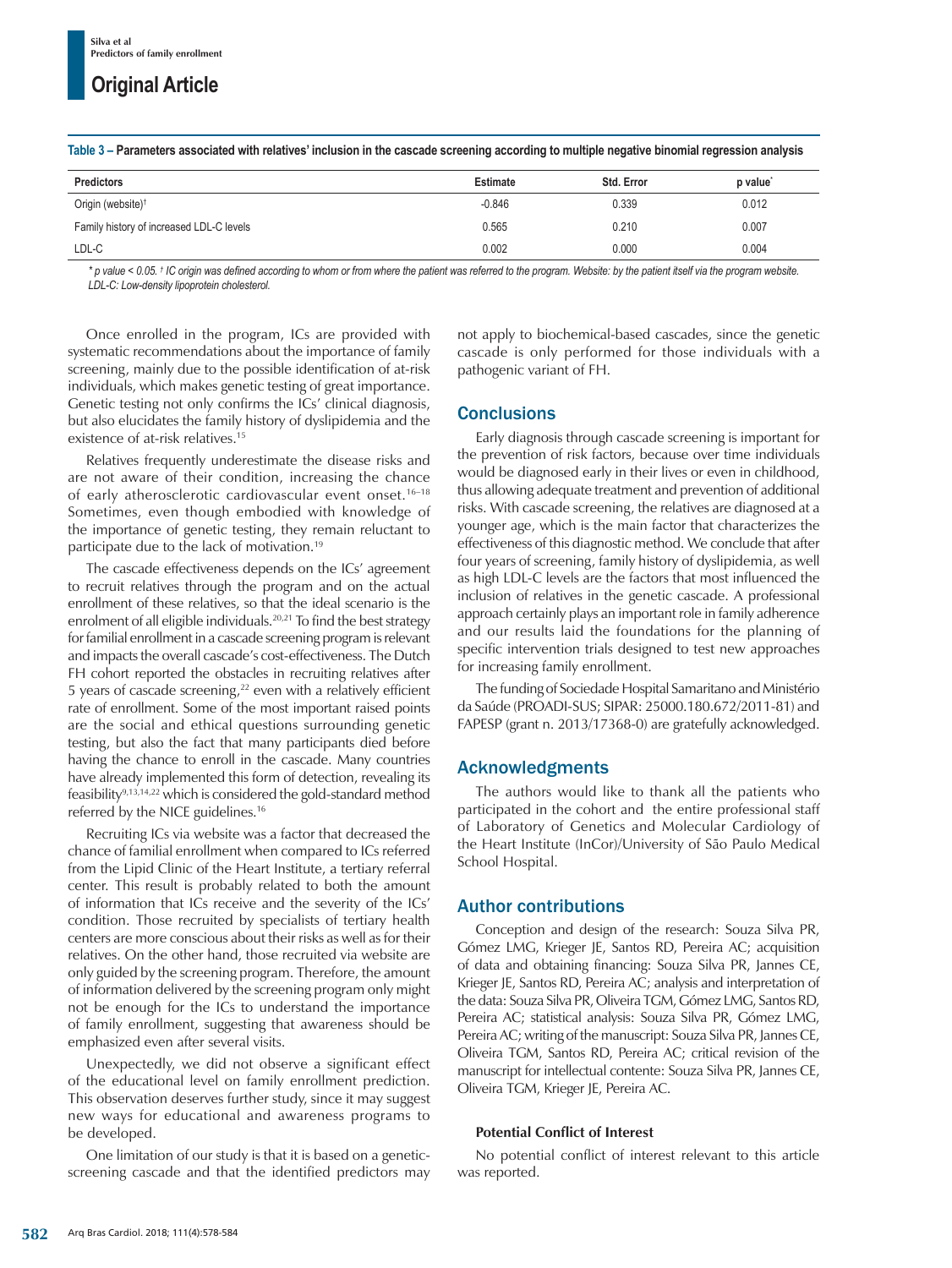**Table 3 – Parameters associated with relatives' inclusion in the cascade screening according to multiple negative binomial regression analysis**

| Predictors | Estimate | Std. Error | p value* |
|---|---|---|---|
| Origin (website)[†] | -0.846 | 0.339 | 0.012 |
| Family history of increased LDL-C levels | 0.565 | 0.210 | 0.007 |
| LDL-C | 0.002 | 0.000 | 0.004 |

*\* p value < 0.05. † IC origin was defined according to whom or from where the patient was referred to the program. Website: by the patient itself via the program website. LDL-C: Low-density lipoprotein cholesterol.*

Once enrolled in the program, ICs are provided with systematic recommendations about the importance of family screening, mainly due to the possible identification of at-risk individuals, which makes genetic testing of great importance. Genetic testing not only confirms the ICs' clinical diagnosis, but also elucidates the family history of dyslipidemia and the existence of at-risk relatives.[15]

Relatives frequently underestimate the disease risks and are not aware of their condition, increasing the chance of early atherosclerotic cardiovascular event onset.[16–18] Sometimes, even though embodied with knowledge of the importance of genetic testing, they remain reluctant to participate due to the lack of motivation.[19]

The cascade effectiveness depends on the ICs' agreement to recruit relatives through the program and on the actual enrollment of these relatives, so that the ideal scenario is the enrolment of all eligible individuals.[20,21] To find the best strategy for familial enrollment in a cascade screening program is relevant and impacts the overall cascade's cost-effectiveness. The Dutch FH cohort reported the obstacles in recruiting relatives after 5 years of cascade screening,[22] even with a relatively efficient rate of enrollment. Some of the most important raised points are the social and ethical questions surrounding genetic testing, but also the fact that many participants died before having the chance to enroll in the cascade. Many countries have already implemented this form of detection, revealing its feasibility[9,13,14,22] which is considered the gold-standard method referred by the NICE guidelines.[16]

Recruiting ICs via website was a factor that decreased the chance of familial enrollment when compared to ICs referred from the Lipid Clinic of the Heart Institute, a tertiary referral center. This result is probably related to both the amount of information that ICs receive and the severity of the ICs' condition. Those recruited by specialists of tertiary health centers are more conscious about their risks as well as for their relatives. On the other hand, those recruited via website are only guided by the screening program. Therefore, the amount of information delivered by the screening program only might not be enough for the ICs to understand the importance of family enrollment, suggesting that awareness should be emphasized even after several visits.

Unexpectedly, we did not observe a significant effect of the educational level on family enrollment prediction. This observation deserves further study, since it may suggest new ways for educational and awareness programs to be developed.

One limitation of our study is that it is based on a genetic-screening cascade and that the identified predictors may not apply to biochemical-based cascades, since the genetic cascade is only performed for those individuals with a pathogenic variant of FH.

## Conclusions

Early diagnosis through cascade screening is important for the prevention of risk factors, because over time individuals would be diagnosed early in their lives or even in childhood, thus allowing adequate treatment and prevention of additional risks. With cascade screening, the relatives are diagnosed at a younger age, which is the main factor that characterizes the effectiveness of this diagnostic method. We conclude that after four years of screening, family history of dyslipidemia, as well as high LDL-C levels are the factors that most influenced the inclusion of relatives in the genetic cascade. A professional approach certainly plays an important role in family adherence and our results laid the foundations for the planning of specific intervention trials designed to test new approaches for increasing family enrollment.

The funding of Sociedade Hospital Samaritano and Ministério da Saúde (PROADI-SUS; SIPAR: 25000.180.672/2011-81) and FAPESP (grant n. 2013/17368-0) are gratefully acknowledged.

## Acknowledgments

The authors would like to thank all the patients who participated in the cohort and the entire professional staff of Laboratory of Genetics and Molecular Cardiology of the Heart Institute (InCor)/University of São Paulo Medical School Hospital.

## Author contributions

Conception and design of the research: Souza Silva PR, Gómez LMG, Krieger JE, Santos RD, Pereira AC; acquisition of data and obtaining financing: Souza Silva PR, Jannes CE, Krieger JE, Santos RD, Pereira AC; analysis and interpretation of the data: Souza Silva PR, Oliveira TGM, Gómez LMG, Santos RD, Pereira AC; statistical analysis: Souza Silva PR, Gómez LMG, Pereira AC; writing of the manuscript: Souza Silva PR, Jannes CE, Oliveira TGM, Santos RD, Pereira AC; critical revision of the manuscript for intellectual contente: Souza Silva PR, Jannes CE, Oliveira TGM, Krieger JE, Pereira AC.

### Potential Conflict of Interest

No potential conflict of interest relevant to this article was reported.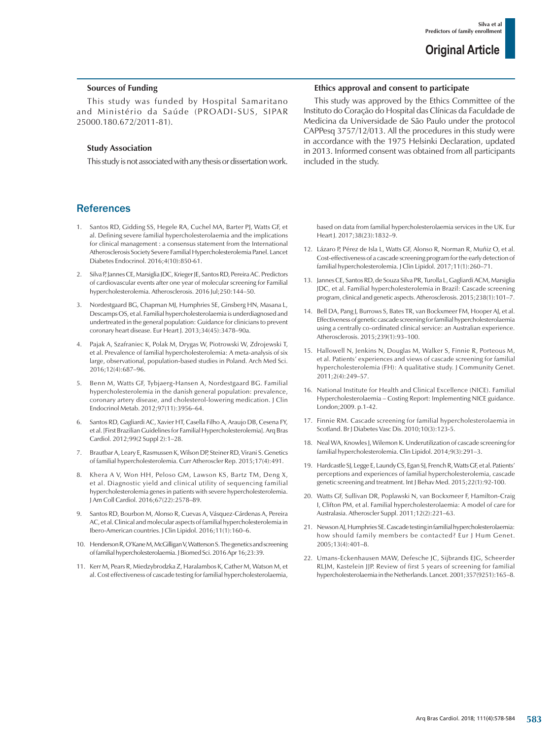### Sources of Funding

This study was funded by Hospital Samaritano and Ministério da Saúde (PROADI-SUS, SIPAR 25000.180.672/2011-81).

### Study Association

This study is not associated with any thesis or dissertation work.

### Ethics approval and consent to participate

This study was approved by the Ethics Committee of the Instituto do Coração do Hospital das Clínicas da Faculdade de Medicina da Universidade de São Paulo under the protocol CAPPesq 3757/12/013. All the procedures in this study were in accordance with the 1975 Helsinki Declaration, updated in 2013. Informed consent was obtained from all participants included in the study.

## References

1. Santos RD, Gidding SS, Hegele RA, Cuchel MA, Barter PJ, Watts GF, et al. Defining severe familial hypercholesterolaemia and the implications for clinical management : a consensus statement from the International Atherosclerosis Society Severe Familial Hypercholesterolemia Panel. Lancet Diabetes Endocrinol. 2016;4(10):850-61.
2. Silva P, Jannes CE, Marsiglia JDC, Krieger JE, Santos RD, Pereira AC. Predictors of cardiovascular events after one year of molecular screening for Familial hypercholesterolemia. Atherosclerosis. 2016 Jul;250:144–50.
3. Nordestgaard BG, Chapman MJ, Humphries SE, Ginsberg HN, Masana L, Descamps OS, et al. Familial hypercholesterolaemia is underdiagnosed and undertreated in the general population: Guidance for clinicians to prevent coronary heart disease. Eur Heart J. 2013;34(45):3478–90a.
4. Pajak A, Szafraniec K, Polak M, Drygas W, Piotrowski W, Zdrojewski T, et al. Prevalence of familial hypercholesterolemia: A meta-analysis of six large, observational, population-based studies in Poland. Arch Med Sci. 2016;12(4):687–96.
5. Benn M, Watts GF, Tybjaerg-Hansen A, Nordestgaard BG. Familial hypercholesterolemia in the danish general population: prevalence, coronary artery disease, and cholesterol-lowering medication. J Clin Endocrinol Metab. 2012;97(11):3956–64.
6. Santos RD, Gagliardi AC, Xavier HT, Casella Filho A, Araujo DB, Cesena FY, et al. [First Brazilian Guidelines for Familial Hypercholesterolemia]. Arq Bras Cardiol. 2012;99(2 Suppl 2):1–28.
7. Brautbar A, Leary E, Rasmussen K, Wilson DP, Steiner RD, Virani S. Genetics of familial hypercholesterolemia. Curr Atheroscler Rep. 2015;17(4):491.
8. Khera A V, Won HH, Peloso GM, Lawson KS, Bartz TM, Deng X, et al. Diagnostic yield and clinical utility of sequencing familial hypercholesterolemia genes in patients with severe hypercholesterolemia. J Am Coll Cardiol. 2016;67(22):2578–89.
9. Santos RD, Bourbon M, Alonso R, Cuevas A, Vásquez-Cárdenas A, Pereira AC, et al. Clinical and molecular aspects of familial hypercholesterolemia in Ibero-American countries. J Clin Lipidol. 2016;11(1):160–6.
10. Henderson R, O'Kane M, McGilligan V, Watterson S. The genetics and screening of familial hypercholesterolaemia. J Biomed Sci. 2016 Apr 16;23:39.
11. Kerr M, Pears R, Miedzybrodzka Z, Haralambos K, Cather M, Watson M, et al. Cost effectiveness of cascade testing for familial hypercholesterolaemia, based on data from familial hypercholesterolaemia services in the UK. Eur Heart J. 2017;38(23):1832–9.
12. Lázaro P, Pérez de Isla L, Watts GF, Alonso R, Norman R, Muñiz O, et al. Cost-effectiveness of a cascade screening program for the early detection of familial hypercholesterolemia. J Clin Lipidol. 2017;11(1):260–71.
13. Jannes CE, Santos RD, de Souza Silva PR, Turolla L, Gagliardi ACM, Marsiglia JDC, et al. Familial hypercholesterolemia in Brazil: Cascade screening program, clinical and genetic aspects. Atherosclerosis. 2015;238(1):101–7.
14. Bell DA, Pang J, Burrows S, Bates TR, van Bockxmeer FM, Hooper AJ, et al. Effectiveness of genetic cascade screening for familial hypercholesterolaemia using a centrally co-ordinated clinical service: an Australian experience. Atherosclerosis. 2015;239(1):93–100.
15. Hallowell N, Jenkins N, Douglas M, Walker S, Finnie R, Porteous M, et al. Patients' experiences and views of cascade screening for familial hypercholesterolemia (FH): A qualitative study. J Community Genet. 2011;2(4):249–57.
16. National Institute for Health and Clinical Excellence (NICE). Familial Hypercholesterolaemia – Costing Report: Implementing NICE guidance. London;2009. p.1-42.
17. Finnie RM. Cascade screening for familial hypercholesterolaemia in Scotland. Br J Diabetes Vasc Dis. 2010;10(3):123-5.
18. Neal WA, Knowles J, Wilemon K. Underutilization of cascade screening for familial hypercholesterolemia. Clin Lipidol. 2014;9(3):291–3.
19. Hardcastle SJ, Legge E, Laundy CS, Egan SJ, French R, Watts GF, et al. Patients' perceptions and experiences of familial hypercholesterolemia, cascade genetic screening and treatment. Int J Behav Med. 2015;22(1):92-100.
20. Watts GF, Sullivan DR, Poplawski N, van Bockxmeer F, Hamilton-Craig I, Clifton PM, et al. Familial hypercholesterolaemia: A model of care for Australasia. Atheroscler Suppl. 2011;12(2):221–63.
21. Newson AJ, Humphries SE. Cascade testing in familial hypercholesterolaemia: how should family members be contacted? Eur J Hum Genet. 2005;13(4):401–8.
22. Umans-Eckenhausen MAW, Defesche JC, Sijbrands EJG, Scheerder RLJM, Kastelein JJP. Review of first 5 years of screening for familial hypercholesterolaemia in the Netherlands. Lancet. 2001;357(9251):165–8.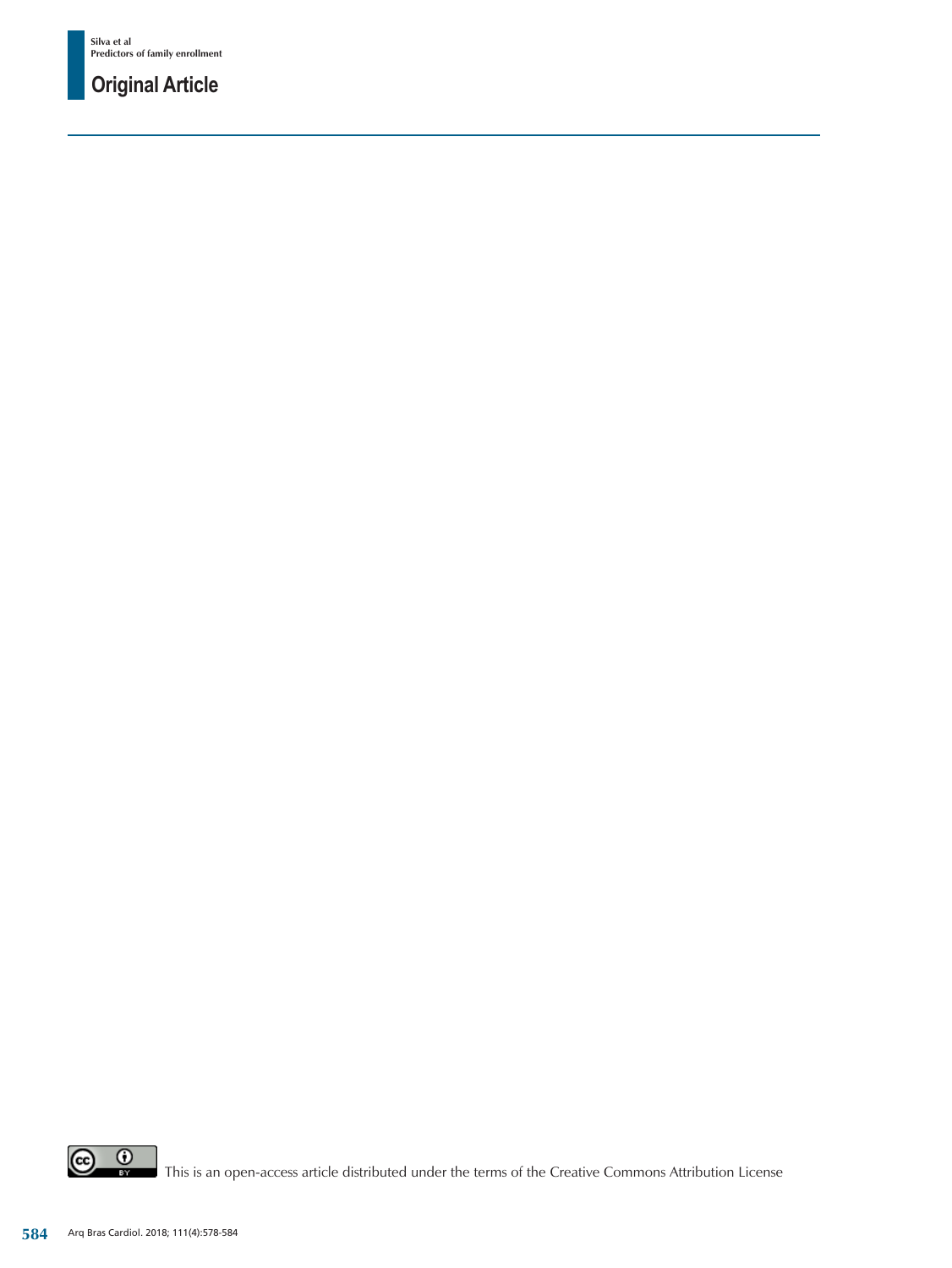This is an open-access article distributed under the terms of the Creative Commons Attribution License